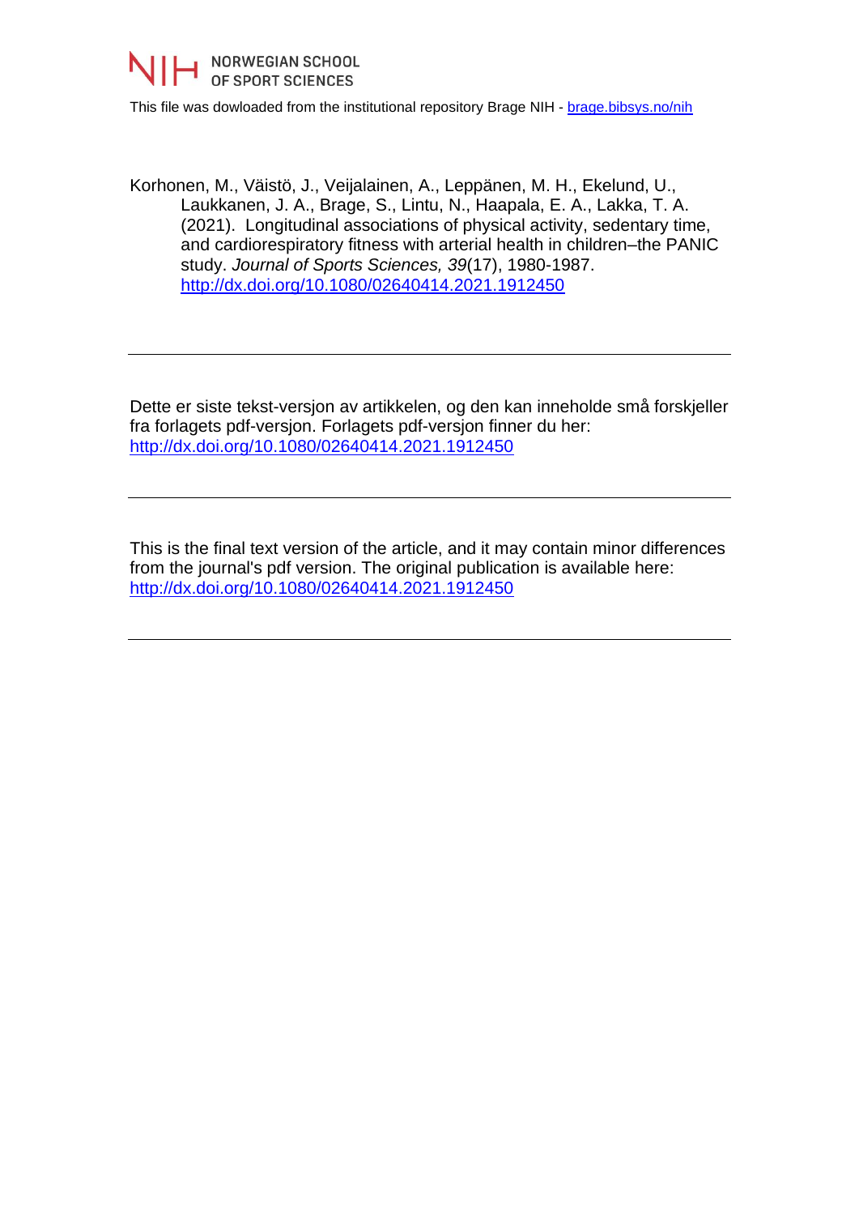NIH NORWEGIAN SCHOOL OF SPORT SCIENCES

This file was dowloaded from the institutional repository Brage NIH - [brage.bibsys.no/nih](brage.bibsys.no/nih)

Korhonen, M., Väistö, J., Veijalainen, A., Leppänen, M. H., Ekelund, U., Laukkanen, J. A., Brage, S., Lintu, N., Haapala, E. A., Lakka, T. A. (2021). Longitudinal associations of physical activity, sedentary time, and cardiorespiratory fitness with arterial health in children–the PANIC study. *Journal of Sports Sciences, 39*(17), 1980-1987. [http://dx.doi.org/10.1080/02640414.2021.1912450](http://dx.doi.org/10.1080/02640414.2021.1912450)

---

Dette er siste tekst-versjon av artikkelen, og den kan inneholde små forskjeller fra forlagets pdf-versjon. Forlagets pdf-versjon finner du her: [http://dx.doi.org/10.1080/02640414.2021.1912450](http://dx.doi.org/10.1080/02640414.2021.1912450)

---

This is the final text version of the article, and it may contain minor differences from the journal's pdf version. The original publication is available here: [http://dx.doi.org/10.1080/02640414.2021.1912450](http://dx.doi.org/10.1080/02640414.2021.1912450)

---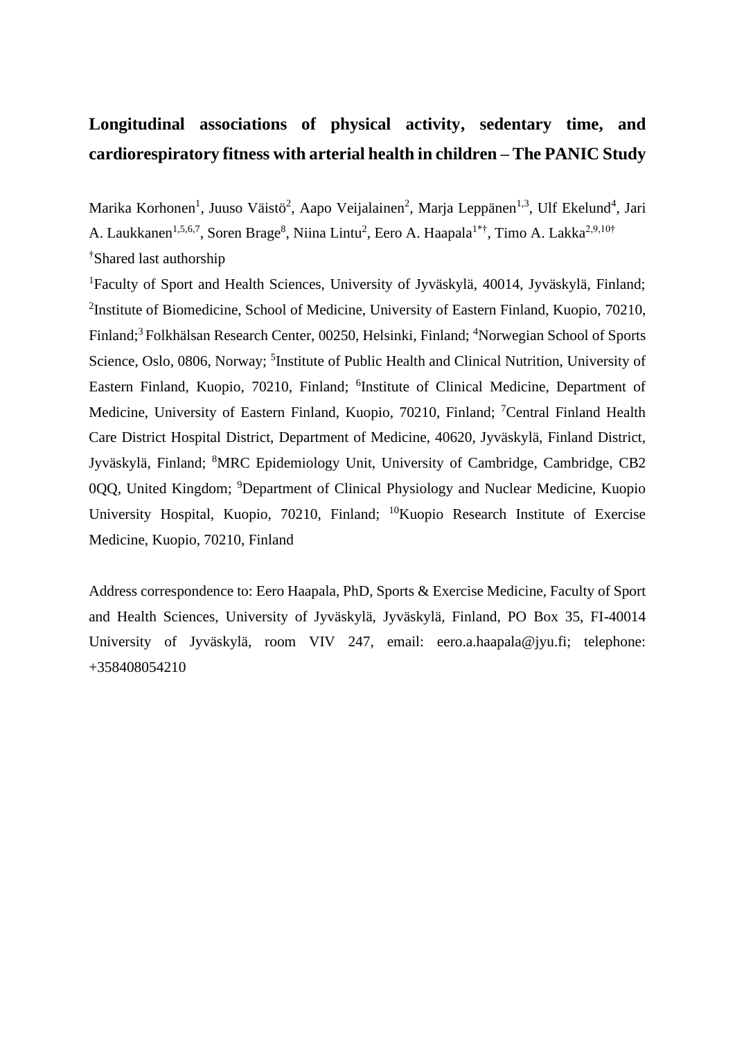# Longitudinal associations of physical activity, sedentary time, and cardiorespiratory fitness with arterial health in children – The PANIC Study

Marika Korhonen[1], Juuso Väistö[2], Aapo Veijalainen[2], Marja Leppänen[1,3], Ulf Ekelund[4], Jari A. Laukkanen[1,5,6,7], Soren Brage[8], Niina Lintu[2], Eero A. Haapala[1*†], Timo A. Lakka[2,9,10†]

[†]Shared last authorship

[1]Faculty of Sport and Health Sciences, University of Jyväskylä, 40014, Jyväskylä, Finland; [2]Institute of Biomedicine, School of Medicine, University of Eastern Finland, Kuopio, 70210, Finland; [3] Folkhälsan Research Center, 00250, Helsinki, Finland; [4]Norwegian School of Sports Science, Oslo, 0806, Norway; [5]Institute of Public Health and Clinical Nutrition, University of Eastern Finland, Kuopio, 70210, Finland; [6]Institute of Clinical Medicine, Department of Medicine, University of Eastern Finland, Kuopio, 70210, Finland; [7]Central Finland Health Care District Hospital District, Department of Medicine, 40620, Jyväskylä, Finland District, Jyväskylä, Finland; [8]MRC Epidemiology Unit, University of Cambridge, Cambridge, CB2 0QQ, United Kingdom; [9]Department of Clinical Physiology and Nuclear Medicine, Kuopio University Hospital, Kuopio, 70210, Finland; [10]Kuopio Research Institute of Exercise Medicine, Kuopio, 70210, Finland

Address correspondence to: Eero Haapala, PhD, Sports & Exercise Medicine, Faculty of Sport and Health Sciences, University of Jyväskylä, Jyväskylä, Finland, PO Box 35, FI-40014 University of Jyväskylä, room VIV 247, email: eero.a.haapala@jyu.fi; telephone: +358408054210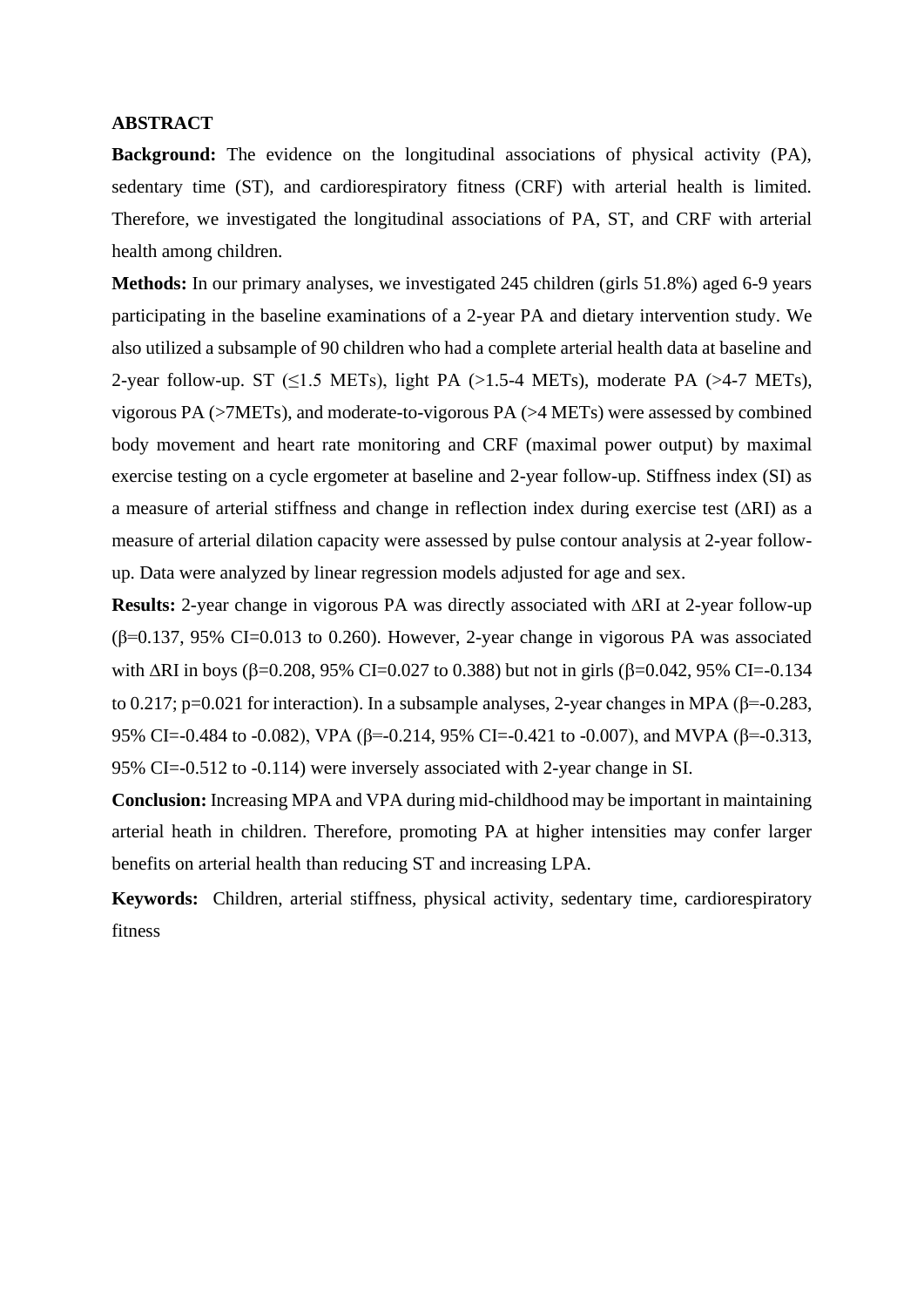## ABSTRACT

**Background:** The evidence on the longitudinal associations of physical activity (PA), sedentary time (ST), and cardiorespiratory fitness (CRF) with arterial health is limited. Therefore, we investigated the longitudinal associations of PA, ST, and CRF with arterial health among children.

**Methods:** In our primary analyses, we investigated 245 children (girls 51.8%) aged 6-9 years participating in the baseline examinations of a 2-year PA and dietary intervention study. We also utilized a subsample of 90 children who had a complete arterial health data at baseline and 2-year follow-up. ST (≤1.5 METs), light PA (>1.5-4 METs), moderate PA (>4-7 METs), vigorous PA (>7METs), and moderate-to-vigorous PA (>4 METs) were assessed by combined body movement and heart rate monitoring and CRF (maximal power output) by maximal exercise testing on a cycle ergometer at baseline and 2-year follow-up. Stiffness index (SI) as a measure of arterial stiffness and change in reflection index during exercise test (ΔRI) as a measure of arterial dilation capacity were assessed by pulse contour analysis at 2-year follow-up. Data were analyzed by linear regression models adjusted for age and sex.

**Results:** 2-year change in vigorous PA was directly associated with ΔRI at 2-year follow-up (β=0.137, 95% CI=0.013 to 0.260). However, 2-year change in vigorous PA was associated with ΔRI in boys (β=0.208, 95% CI=0.027 to 0.388) but not in girls (β=0.042, 95% CI=-0.134 to 0.217; p=0.021 for interaction). In a subsample analyses, 2-year changes in MPA (β=-0.283, 95% CI=-0.484 to -0.082), VPA (β=-0.214, 95% CI=-0.421 to -0.007), and MVPA (β=-0.313, 95% CI=-0.512 to -0.114) were inversely associated with 2-year change in SI.

**Conclusion:** Increasing MPA and VPA during mid-childhood may be important in maintaining arterial heath in children. Therefore, promoting PA at higher intensities may confer larger benefits on arterial health than reducing ST and increasing LPA.

**Keywords:** Children, arterial stiffness, physical activity, sedentary time, cardiorespiratory fitness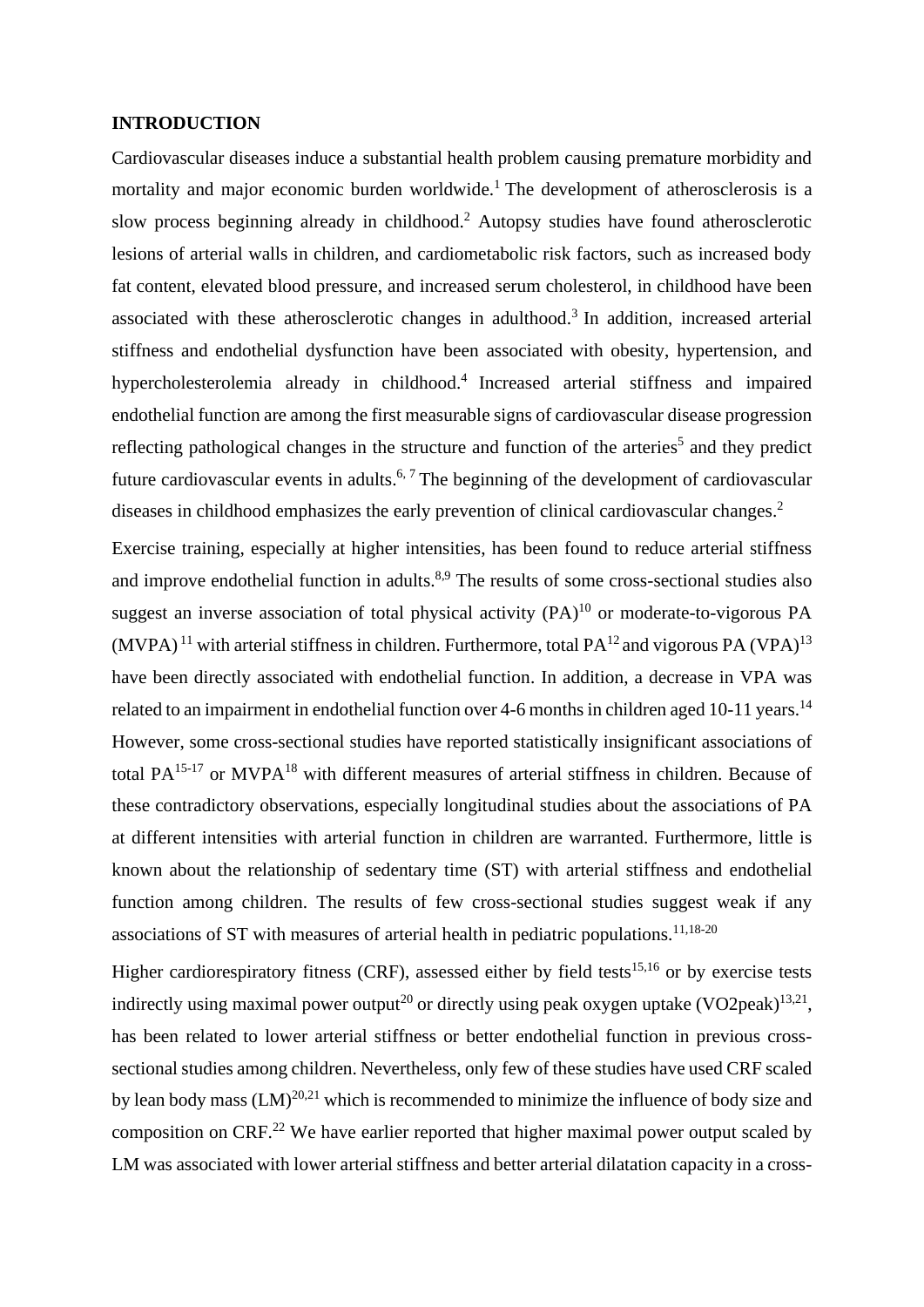## INTRODUCTION

Cardiovascular diseases induce a substantial health problem causing premature morbidity and mortality and major economic burden worldwide.[1] The development of atherosclerosis is a slow process beginning already in childhood.[2] Autopsy studies have found atherosclerotic lesions of arterial walls in children, and cardiometabolic risk factors, such as increased body fat content, elevated blood pressure, and increased serum cholesterol, in childhood have been associated with these atherosclerotic changes in adulthood.[3] In addition, increased arterial stiffness and endothelial dysfunction have been associated with obesity, hypertension, and hypercholesterolemia already in childhood.[4] Increased arterial stiffness and impaired endothelial function are among the first measurable signs of cardiovascular disease progression reflecting pathological changes in the structure and function of the arteries[5] and they predict future cardiovascular events in adults.[6, 7] The beginning of the development of cardiovascular diseases in childhood emphasizes the early prevention of clinical cardiovascular changes.[2]

Exercise training, especially at higher intensities, has been found to reduce arterial stiffness and improve endothelial function in adults.[8,9] The results of some cross-sectional studies also suggest an inverse association of total physical activity (PA)[10] or moderate-to-vigorous PA (MVPA)[11] with arterial stiffness in children. Furthermore, total PA[12] and vigorous PA (VPA)[13] have been directly associated with endothelial function. In addition, a decrease in VPA was related to an impairment in endothelial function over 4-6 months in children aged 10-11 years.[14] However, some cross-sectional studies have reported statistically insignificant associations of total PA[15-17] or MVPA[18] with different measures of arterial stiffness in children. Because of these contradictory observations, especially longitudinal studies about the associations of PA at different intensities with arterial function in children are warranted. Furthermore, little is known about the relationship of sedentary time (ST) with arterial stiffness and endothelial function among children. The results of few cross-sectional studies suggest weak if any associations of ST with measures of arterial health in pediatric populations.[11,18-20]

Higher cardiorespiratory fitness (CRF), assessed either by field tests[15,16] or by exercise tests indirectly using maximal power output[20] or directly using peak oxygen uptake (VO2peak)[13,21], has been related to lower arterial stiffness or better endothelial function in previous cross-sectional studies among children. Nevertheless, only few of these studies have used CRF scaled by lean body mass (LM)[20,21] which is recommended to minimize the influence of body size and composition on CRF.[22] We have earlier reported that higher maximal power output scaled by LM was associated with lower arterial stiffness and better arterial dilatation capacity in a cross-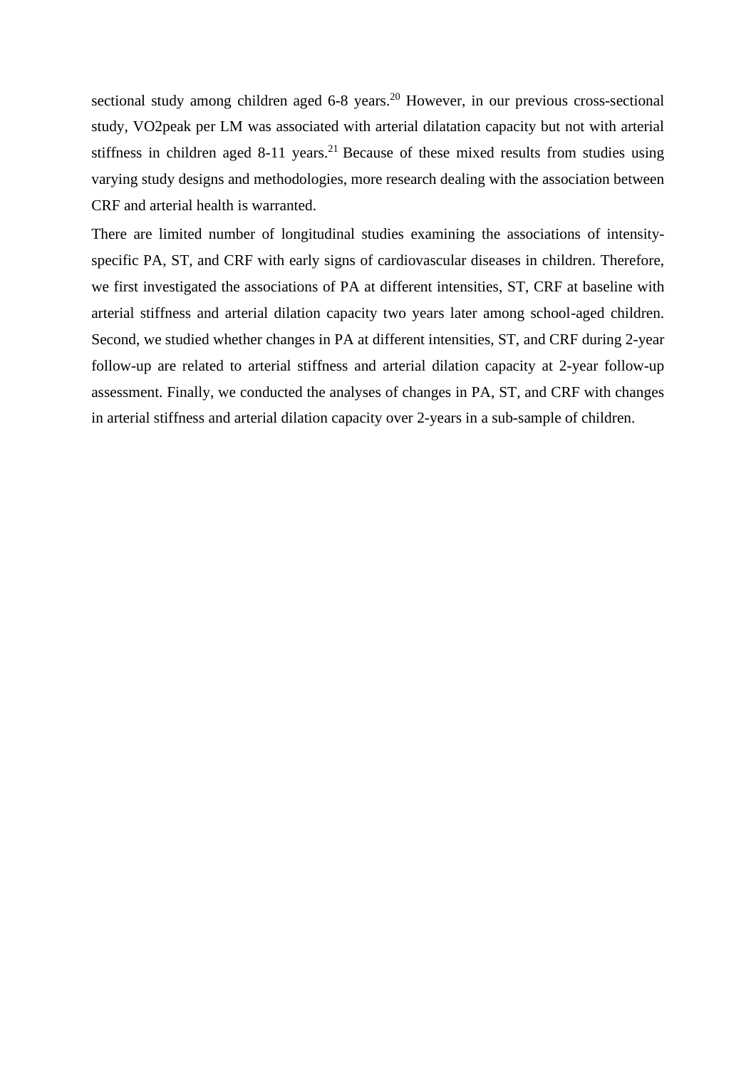sectional study among children aged 6-8 years.[20] However, in our previous cross-sectional study, VO2peak per LM was associated with arterial dilatation capacity but not with arterial stiffness in children aged 8-11 years.[21] Because of these mixed results from studies using varying study designs and methodologies, more research dealing with the association between CRF and arterial health is warranted.

There are limited number of longitudinal studies examining the associations of intensity-specific PA, ST, and CRF with early signs of cardiovascular diseases in children. Therefore, we first investigated the associations of PA at different intensities, ST, CRF at baseline with arterial stiffness and arterial dilation capacity two years later among school-aged children. Second, we studied whether changes in PA at different intensities, ST, and CRF during 2-year follow-up are related to arterial stiffness and arterial dilation capacity at 2-year follow-up assessment. Finally, we conducted the analyses of changes in PA, ST, and CRF with changes in arterial stiffness and arterial dilation capacity over 2-years in a sub-sample of children.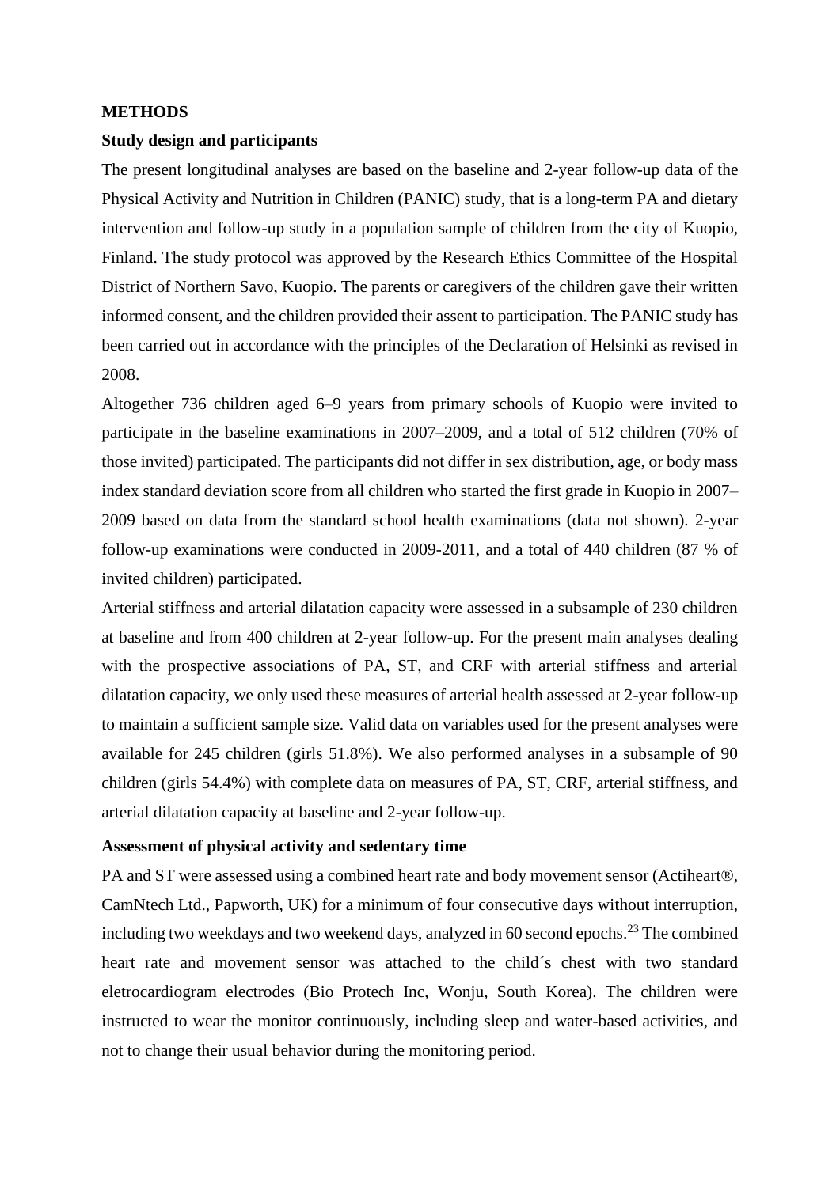## METHODS

### Study design and participants

The present longitudinal analyses are based on the baseline and 2-year follow-up data of the Physical Activity and Nutrition in Children (PANIC) study, that is a long-term PA and dietary intervention and follow-up study in a population sample of children from the city of Kuopio, Finland. The study protocol was approved by the Research Ethics Committee of the Hospital District of Northern Savo, Kuopio. The parents or caregivers of the children gave their written informed consent, and the children provided their assent to participation. The PANIC study has been carried out in accordance with the principles of the Declaration of Helsinki as revised in 2008.

Altogether 736 children aged 6–9 years from primary schools of Kuopio were invited to participate in the baseline examinations in 2007–2009, and a total of 512 children (70% of those invited) participated. The participants did not differ in sex distribution, age, or body mass index standard deviation score from all children who started the first grade in Kuopio in 2007–2009 based on data from the standard school health examinations (data not shown). 2-year follow-up examinations were conducted in 2009-2011, and a total of 440 children (87 % of invited children) participated.

Arterial stiffness and arterial dilatation capacity were assessed in a subsample of 230 children at baseline and from 400 children at 2-year follow-up. For the present main analyses dealing with the prospective associations of PA, ST, and CRF with arterial stiffness and arterial dilatation capacity, we only used these measures of arterial health assessed at 2-year follow-up to maintain a sufficient sample size. Valid data on variables used for the present analyses were available for 245 children (girls 51.8%). We also performed analyses in a subsample of 90 children (girls 54.4%) with complete data on measures of PA, ST, CRF, arterial stiffness, and arterial dilatation capacity at baseline and 2-year follow-up.

### Assessment of physical activity and sedentary time

PA and ST were assessed using a combined heart rate and body movement sensor (Actiheart®, CamNtech Ltd., Papworth, UK) for a minimum of four consecutive days without interruption, including two weekdays and two weekend days, analyzed in 60 second epochs.[23] The combined heart rate and movement sensor was attached to the child´s chest with two standard eletrocardiogram electrodes (Bio Protech Inc, Wonju, South Korea). The children were instructed to wear the monitor continuously, including sleep and water-based activities, and not to change their usual behavior during the monitoring period.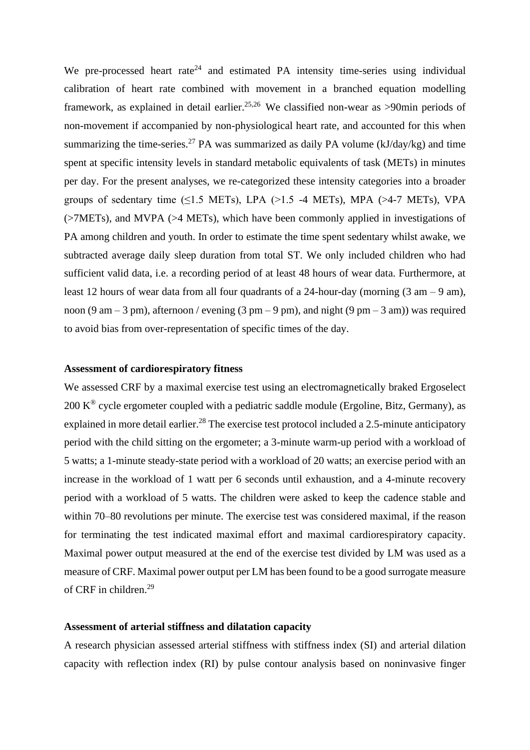We pre-processed heart rate[24] and estimated PA intensity time-series using individual calibration of heart rate combined with movement in a branched equation modelling framework, as explained in detail earlier.[25,26] We classified non-wear as >90min periods of non-movement if accompanied by non-physiological heart rate, and accounted for this when summarizing the time-series.[27] PA was summarized as daily PA volume (kJ/day/kg) and time spent at specific intensity levels in standard metabolic equivalents of task (METs) in minutes per day. For the present analyses, we re-categorized these intensity categories into a broader groups of sedentary time (≤1.5 METs), LPA (>1.5 -4 METs), MPA (>4-7 METs), VPA (>7METs), and MVPA (>4 METs), which have been commonly applied in investigations of PA among children and youth. In order to estimate the time spent sedentary whilst awake, we subtracted average daily sleep duration from total ST. We only included children who had sufficient valid data, i.e. a recording period of at least 48 hours of wear data. Furthermore, at least 12 hours of wear data from all four quadrants of a 24-hour-day (morning (3 am – 9 am), noon (9 am – 3 pm), afternoon / evening (3 pm – 9 pm), and night (9 pm – 3 am)) was required to avoid bias from over-representation of specific times of the day.

### Assessment of cardiorespiratory fitness

We assessed CRF by a maximal exercise test using an electromagnetically braked Ergoselect 200 K® cycle ergometer coupled with a pediatric saddle module (Ergoline, Bitz, Germany), as explained in more detail earlier.[28] The exercise test protocol included a 2.5-minute anticipatory period with the child sitting on the ergometer; a 3-minute warm-up period with a workload of 5 watts; a 1-minute steady-state period with a workload of 20 watts; an exercise period with an increase in the workload of 1 watt per 6 seconds until exhaustion, and a 4-minute recovery period with a workload of 5 watts. The children were asked to keep the cadence stable and within 70–80 revolutions per minute. The exercise test was considered maximal, if the reason for terminating the test indicated maximal effort and maximal cardiorespiratory capacity. Maximal power output measured at the end of the exercise test divided by LM was used as a measure of CRF. Maximal power output per LM has been found to be a good surrogate measure of CRF in children.[29]

### Assessment of arterial stiffness and dilatation capacity

A research physician assessed arterial stiffness with stiffness index (SI) and arterial dilation capacity with reflection index (RI) by pulse contour analysis based on noninvasive finger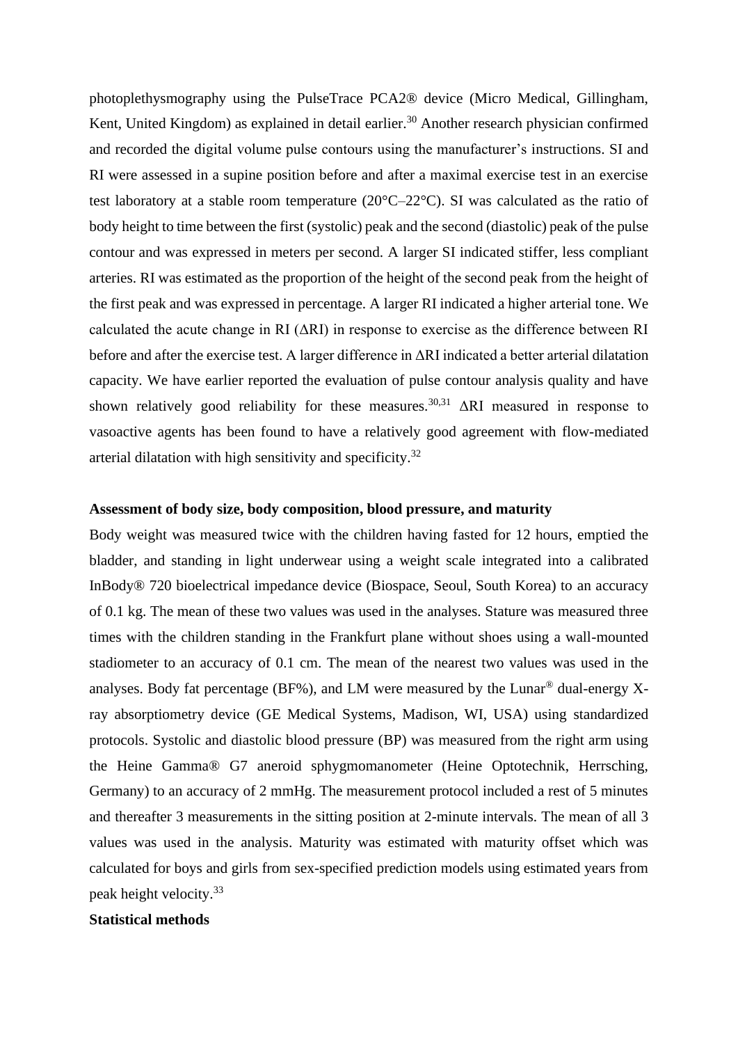photoplethysmography using the PulseTrace PCA2® device (Micro Medical, Gillingham, Kent, United Kingdom) as explained in detail earlier.[30] Another research physician confirmed and recorded the digital volume pulse contours using the manufacturer's instructions. SI and RI were assessed in a supine position before and after a maximal exercise test in an exercise test laboratory at a stable room temperature (20°C–22°C). SI was calculated as the ratio of body height to time between the first (systolic) peak and the second (diastolic) peak of the pulse contour and was expressed in meters per second. A larger SI indicated stiffer, less compliant arteries. RI was estimated as the proportion of the height of the second peak from the height of the first peak and was expressed in percentage. A larger RI indicated a higher arterial tone. We calculated the acute change in RI (ΔRI) in response to exercise as the difference between RI before and after the exercise test. A larger difference in ΔRI indicated a better arterial dilatation capacity. We have earlier reported the evaluation of pulse contour analysis quality and have shown relatively good reliability for these measures.[30,31] ΔRI measured in response to vasoactive agents has been found to have a relatively good agreement with flow-mediated arterial dilatation with high sensitivity and specificity.[32]

**Assessment of body size, body composition, blood pressure, and maturity**

Body weight was measured twice with the children having fasted for 12 hours, emptied the bladder, and standing in light underwear using a weight scale integrated into a calibrated InBody® 720 bioelectrical impedance device (Biospace, Seoul, South Korea) to an accuracy of 0.1 kg. The mean of these two values was used in the analyses. Stature was measured three times with the children standing in the Frankfurt plane without shoes using a wall-mounted stadiometer to an accuracy of 0.1 cm. The mean of the nearest two values was used in the analyses. Body fat percentage (BF%), and LM were measured by the Lunar® dual-energy X-ray absorptiometry device (GE Medical Systems, Madison, WI, USA) using standardized protocols. Systolic and diastolic blood pressure (BP) was measured from the right arm using the Heine Gamma® G7 aneroid sphygmomanometer (Heine Optotechnik, Herrsching, Germany) to an accuracy of 2 mmHg. The measurement protocol included a rest of 5 minutes and thereafter 3 measurements in the sitting position at 2-minute intervals. The mean of all 3 values was used in the analysis. Maturity was estimated with maturity offset which was calculated for boys and girls from sex-specified prediction models using estimated years from peak height velocity.[33]

**Statistical methods**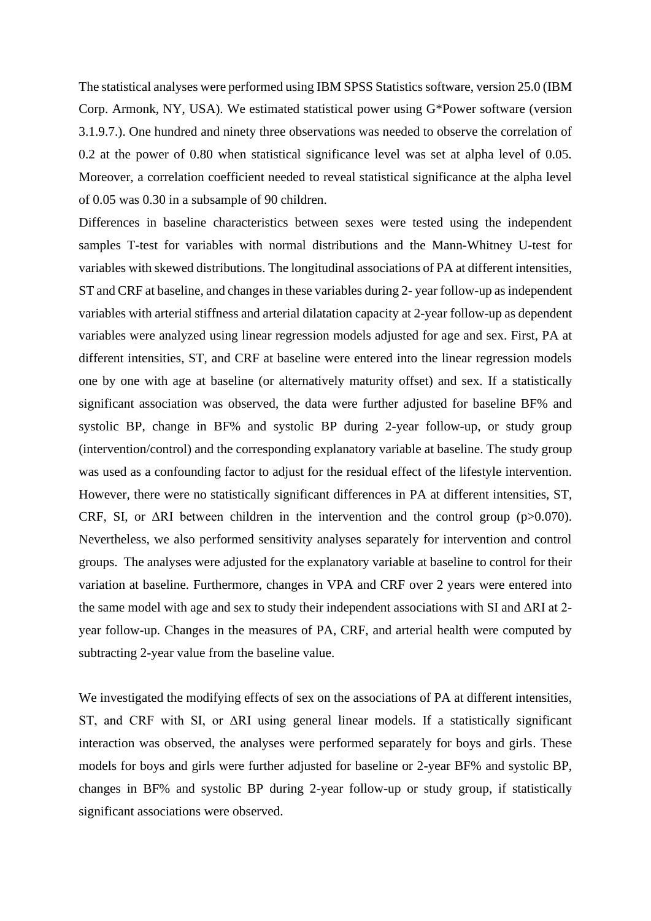The statistical analyses were performed using IBM SPSS Statistics software, version 25.0 (IBM Corp. Armonk, NY, USA). We estimated statistical power using G*Power software (version 3.1.9.7.). One hundred and ninety three observations was needed to observe the correlation of 0.2 at the power of 0.80 when statistical significance level was set at alpha level of 0.05. Moreover, a correlation coefficient needed to reveal statistical significance at the alpha level of 0.05 was 0.30 in a subsample of 90 children.

Differences in baseline characteristics between sexes were tested using the independent samples T-test for variables with normal distributions and the Mann-Whitney U-test for variables with skewed distributions. The longitudinal associations of PA at different intensities, ST and CRF at baseline, and changes in these variables during 2- year follow-up as independent variables with arterial stiffness and arterial dilatation capacity at 2-year follow-up as dependent variables were analyzed using linear regression models adjusted for age and sex. First, PA at different intensities, ST, and CRF at baseline were entered into the linear regression models one by one with age at baseline (or alternatively maturity offset) and sex. If a statistically significant association was observed, the data were further adjusted for baseline BF% and systolic BP, change in BF% and systolic BP during 2-year follow-up, or study group (intervention/control) and the corresponding explanatory variable at baseline. The study group was used as a confounding factor to adjust for the residual effect of the lifestyle intervention. However, there were no statistically significant differences in PA at different intensities, ST, CRF, SI, or ΔRI between children in the intervention and the control group ($p>0.070$). Nevertheless, we also performed sensitivity analyses separately for intervention and control groups. The analyses were adjusted for the explanatory variable at baseline to control for their variation at baseline. Furthermore, changes in VPA and CRF over 2 years were entered into the same model with age and sex to study their independent associations with SI and ΔRI at 2-year follow-up. Changes in the measures of PA, CRF, and arterial health were computed by subtracting 2-year value from the baseline value.

We investigated the modifying effects of sex on the associations of PA at different intensities, ST, and CRF with SI, or ΔRI using general linear models. If a statistically significant interaction was observed, the analyses were performed separately for boys and girls. These models for boys and girls were further adjusted for baseline or 2-year BF% and systolic BP, changes in BF% and systolic BP during 2-year follow-up or study group, if statistically significant associations were observed.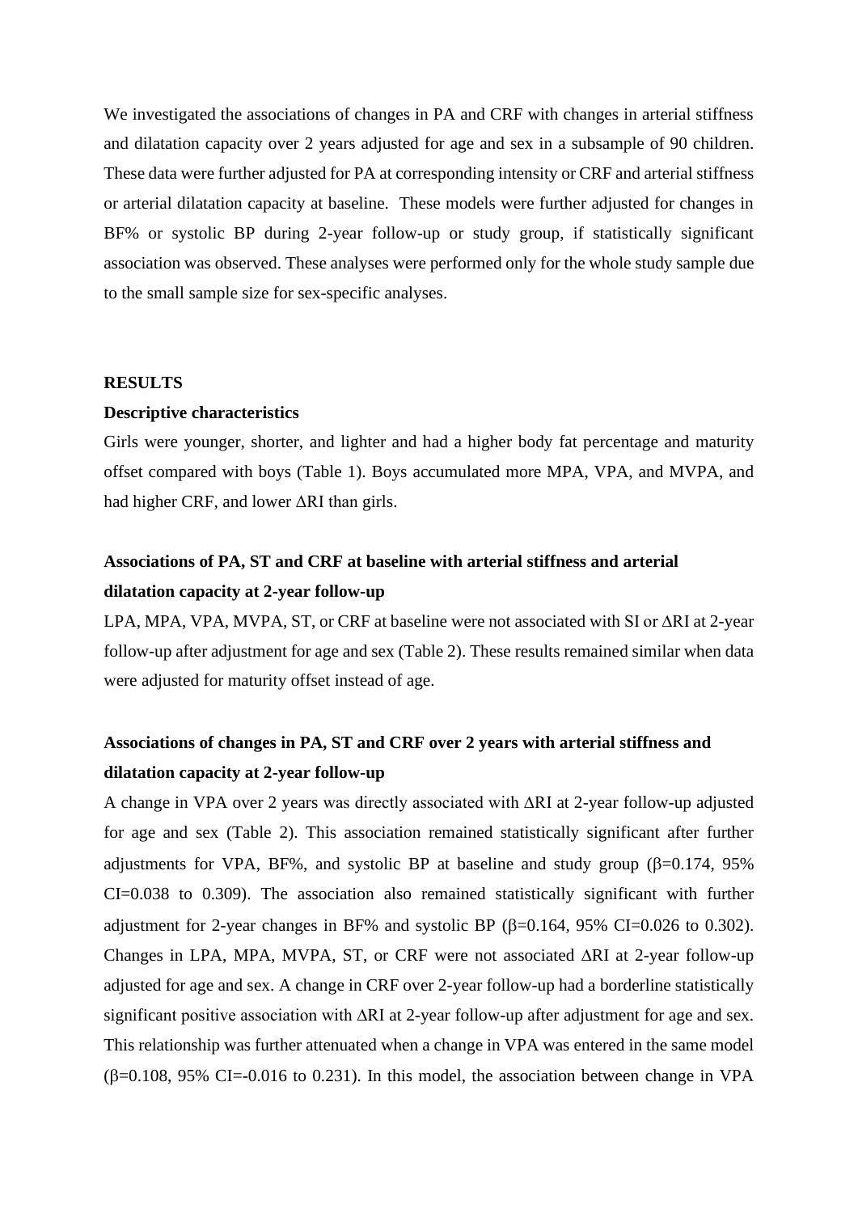We investigated the associations of changes in PA and CRF with changes in arterial stiffness and dilatation capacity over 2 years adjusted for age and sex in a subsample of 90 children. These data were further adjusted for PA at corresponding intensity or CRF and arterial stiffness or arterial dilatation capacity at baseline. These models were further adjusted for changes in BF% or systolic BP during 2-year follow-up or study group, if statistically significant association was observed. These analyses were performed only for the whole study sample due to the small sample size for sex-specific analyses.

## RESULTS

### Descriptive characteristics

Girls were younger, shorter, and lighter and had a higher body fat percentage and maturity offset compared with boys (Table 1). Boys accumulated more MPA, VPA, and MVPA, and had higher CRF, and lower ΔRI than girls.

### Associations of PA, ST and CRF at baseline with arterial stiffness and arterial dilatation capacity at 2-year follow-up

LPA, MPA, VPA, MVPA, ST, or CRF at baseline were not associated with SI or ΔRI at 2-year follow-up after adjustment for age and sex (Table 2). These results remained similar when data were adjusted for maturity offset instead of age.

### Associations of changes in PA, ST and CRF over 2 years with arterial stiffness and dilatation capacity at 2-year follow-up

A change in VPA over 2 years was directly associated with ΔRI at 2-year follow-up adjusted for age and sex (Table 2). This association remained statistically significant after further adjustments for VPA, BF%, and systolic BP at baseline and study group ($\beta$=0.174, 95% CI=0.038 to 0.309). The association also remained statistically significant with further adjustment for 2-year changes in BF% and systolic BP ($\beta$=0.164, 95% CI=0.026 to 0.302). Changes in LPA, MPA, MVPA, ST, or CRF were not associated ΔRI at 2-year follow-up adjusted for age and sex. A change in CRF over 2-year follow-up had a borderline statistically significant positive association with ΔRI at 2-year follow-up after adjustment for age and sex. This relationship was further attenuated when a change in VPA was entered in the same model ($\beta$=0.108, 95% CI=-0.016 to 0.231). In this model, the association between change in VPA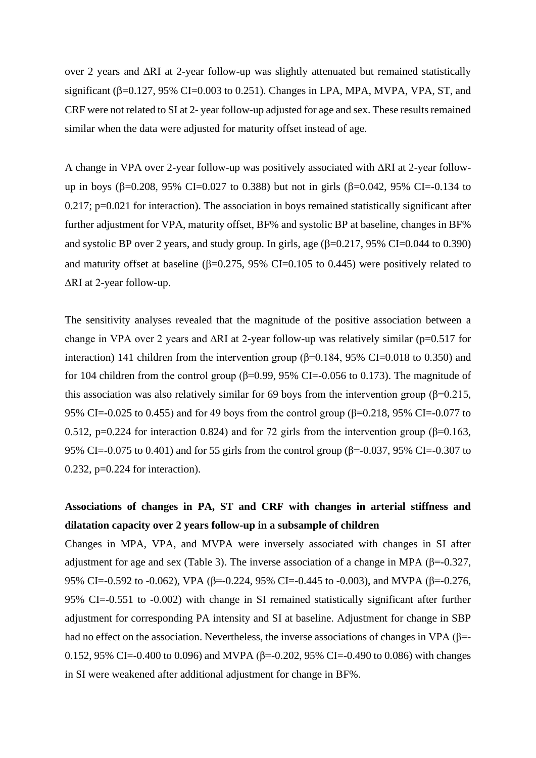over 2 years and ΔRI at 2-year follow-up was slightly attenuated but remained statistically significant (β=0.127, 95% CI=0.003 to 0.251). Changes in LPA, MPA, MVPA, VPA, ST, and CRF were not related to SI at 2- year follow-up adjusted for age and sex. These results remained similar when the data were adjusted for maturity offset instead of age.

A change in VPA over 2-year follow-up was positively associated with ΔRI at 2-year follow-up in boys (β=0.208, 95% CI=0.027 to 0.388) but not in girls (β=0.042, 95% CI=-0.134 to 0.217; p=0.021 for interaction). The association in boys remained statistically significant after further adjustment for VPA, maturity offset, BF% and systolic BP at baseline, changes in BF% and systolic BP over 2 years, and study group. In girls, age (β=0.217, 95% CI=0.044 to 0.390) and maturity offset at baseline (β=0.275, 95% CI=0.105 to 0.445) were positively related to ΔRI at 2-year follow-up.

The sensitivity analyses revealed that the magnitude of the positive association between a change in VPA over 2 years and ΔRI at 2-year follow-up was relatively similar (p=0.517 for interaction) 141 children from the intervention group (β=0.184, 95% CI=0.018 to 0.350) and for 104 children from the control group (β=0.99, 95% CI=-0.056 to 0.173). The magnitude of this association was also relatively similar for 69 boys from the intervention group (β=0.215, 95% CI=-0.025 to 0.455) and for 49 boys from the control group (β=0.218, 95% CI=-0.077 to 0.512, p=0.224 for interaction 0.824) and for 72 girls from the intervention group (β=0.163, 95% CI=-0.075 to 0.401) and for 55 girls from the control group (β=-0.037, 95% CI=-0.307 to 0.232, p=0.224 for interaction).

**Associations of changes in PA, ST and CRF with changes in arterial stiffness and dilatation capacity over 2 years follow-up in a subsample of children**

Changes in MPA, VPA, and MVPA were inversely associated with changes in SI after adjustment for age and sex (Table 3). The inverse association of a change in MPA (β=-0.327, 95% CI=-0.592 to -0.062), VPA (β=-0.224, 95% CI=-0.445 to -0.003), and MVPA (β=-0.276, 95% CI=-0.551 to -0.002) with change in SI remained statistically significant after further adjustment for corresponding PA intensity and SI at baseline. Adjustment for change in SBP had no effect on the association. Nevertheless, the inverse associations of changes in VPA (β=-0.152, 95% CI=-0.400 to 0.096) and MVPA (β=-0.202, 95% CI=-0.490 to 0.086) with changes in SI were weakened after additional adjustment for change in BF%.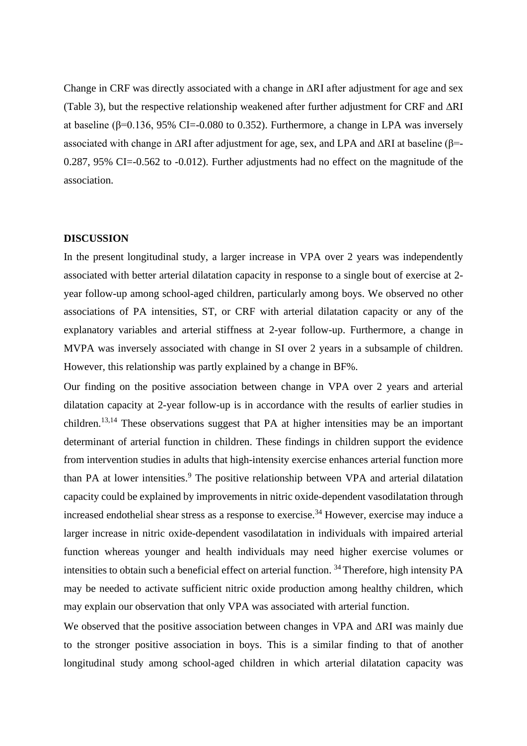Change in CRF was directly associated with a change in ΔRI after adjustment for age and sex (Table 3), but the respective relationship weakened after further adjustment for CRF and ΔRI at baseline (β=0.136, 95% CI=-0.080 to 0.352). Furthermore, a change in LPA was inversely associated with change in ΔRI after adjustment for age, sex, and LPA and ΔRI at baseline (β=-0.287, 95% CI=-0.562 to -0.012). Further adjustments had no effect on the magnitude of the association.

## DISCUSSION

In the present longitudinal study, a larger increase in VPA over 2 years was independently associated with better arterial dilatation capacity in response to a single bout of exercise at 2-year follow-up among school-aged children, particularly among boys. We observed no other associations of PA intensities, ST, or CRF with arterial dilatation capacity or any of the explanatory variables and arterial stiffness at 2-year follow-up. Furthermore, a change in MVPA was inversely associated with change in SI over 2 years in a subsample of children. However, this relationship was partly explained by a change in BF%.

Our finding on the positive association between change in VPA over 2 years and arterial dilatation capacity at 2-year follow-up is in accordance with the results of earlier studies in children.[13,14] These observations suggest that PA at higher intensities may be an important determinant of arterial function in children. These findings in children support the evidence from intervention studies in adults that high-intensity exercise enhances arterial function more than PA at lower intensities.[9] The positive relationship between VPA and arterial dilatation capacity could be explained by improvements in nitric oxide-dependent vasodilatation through increased endothelial shear stress as a response to exercise.[34] However, exercise may induce a larger increase in nitric oxide-dependent vasodilatation in individuals with impaired arterial function whereas younger and health individuals may need higher exercise volumes or intensities to obtain such a beneficial effect on arterial function. [34] Therefore, high intensity PA may be needed to activate sufficient nitric oxide production among healthy children, which may explain our observation that only VPA was associated with arterial function.

We observed that the positive association between changes in VPA and ΔRI was mainly due to the stronger positive association in boys. This is a similar finding to that of another longitudinal study among school-aged children in which arterial dilatation capacity was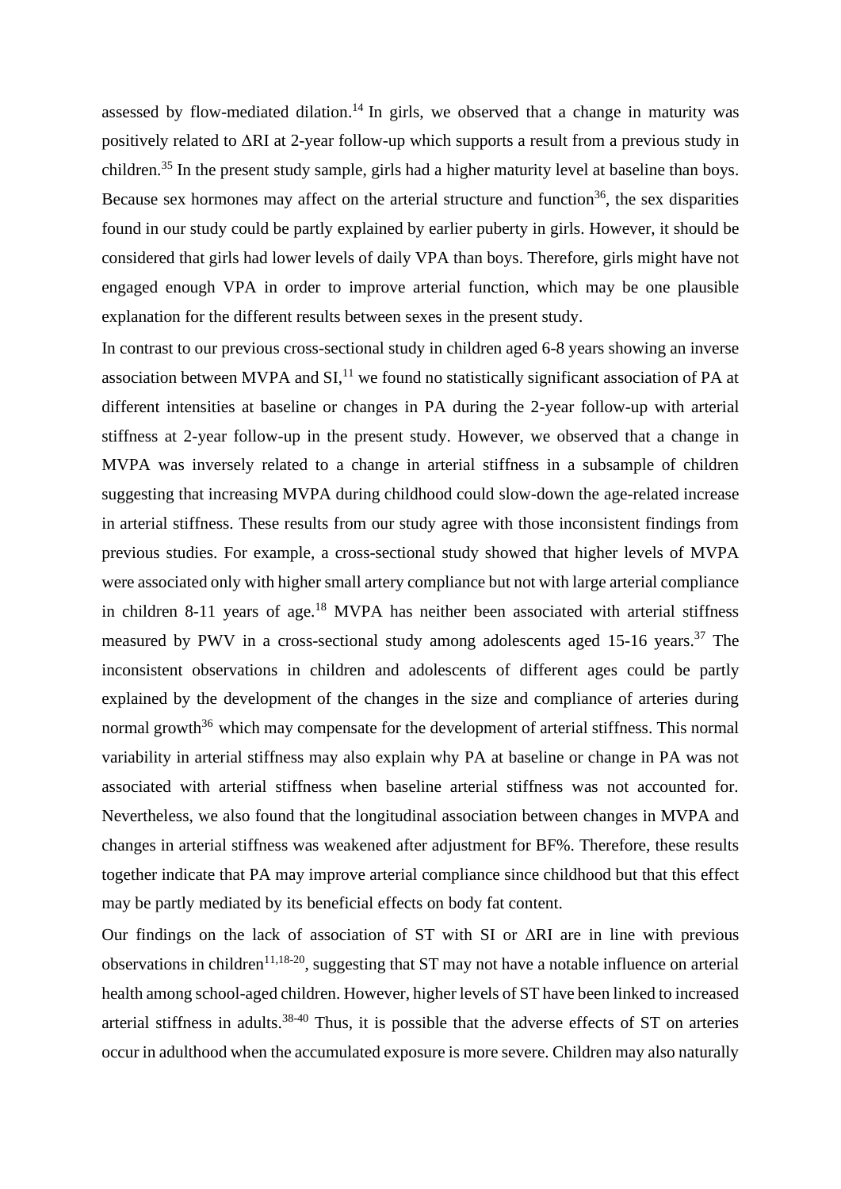assessed by flow-mediated dilation.[14] In girls, we observed that a change in maturity was positively related to ΔRI at 2-year follow-up which supports a result from a previous study in children.[35] In the present study sample, girls had a higher maturity level at baseline than boys. Because sex hormones may affect on the arterial structure and function[36], the sex disparities found in our study could be partly explained by earlier puberty in girls. However, it should be considered that girls had lower levels of daily VPA than boys. Therefore, girls might have not engaged enough VPA in order to improve arterial function, which may be one plausible explanation for the different results between sexes in the present study.

In contrast to our previous cross-sectional study in children aged 6-8 years showing an inverse association between MVPA and SI,[11] we found no statistically significant association of PA at different intensities at baseline or changes in PA during the 2-year follow-up with arterial stiffness at 2-year follow-up in the present study. However, we observed that a change in MVPA was inversely related to a change in arterial stiffness in a subsample of children suggesting that increasing MVPA during childhood could slow-down the age-related increase in arterial stiffness. These results from our study agree with those inconsistent findings from previous studies. For example, a cross-sectional study showed that higher levels of MVPA were associated only with higher small artery compliance but not with large arterial compliance in children 8-11 years of age.[18] MVPA has neither been associated with arterial stiffness measured by PWV in a cross-sectional study among adolescents aged 15-16 years.[37] The inconsistent observations in children and adolescents of different ages could be partly explained by the development of the changes in the size and compliance of arteries during normal growth[36] which may compensate for the development of arterial stiffness. This normal variability in arterial stiffness may also explain why PA at baseline or change in PA was not associated with arterial stiffness when baseline arterial stiffness was not accounted for. Nevertheless, we also found that the longitudinal association between changes in MVPA and changes in arterial stiffness was weakened after adjustment for BF%. Therefore, these results together indicate that PA may improve arterial compliance since childhood but that this effect may be partly mediated by its beneficial effects on body fat content.

Our findings on the lack of association of ST with SI or ΔRI are in line with previous observations in children[11,18-20], suggesting that ST may not have a notable influence on arterial health among school-aged children. However, higher levels of ST have been linked to increased arterial stiffness in adults.[38-40] Thus, it is possible that the adverse effects of ST on arteries occur in adulthood when the accumulated exposure is more severe. Children may also naturally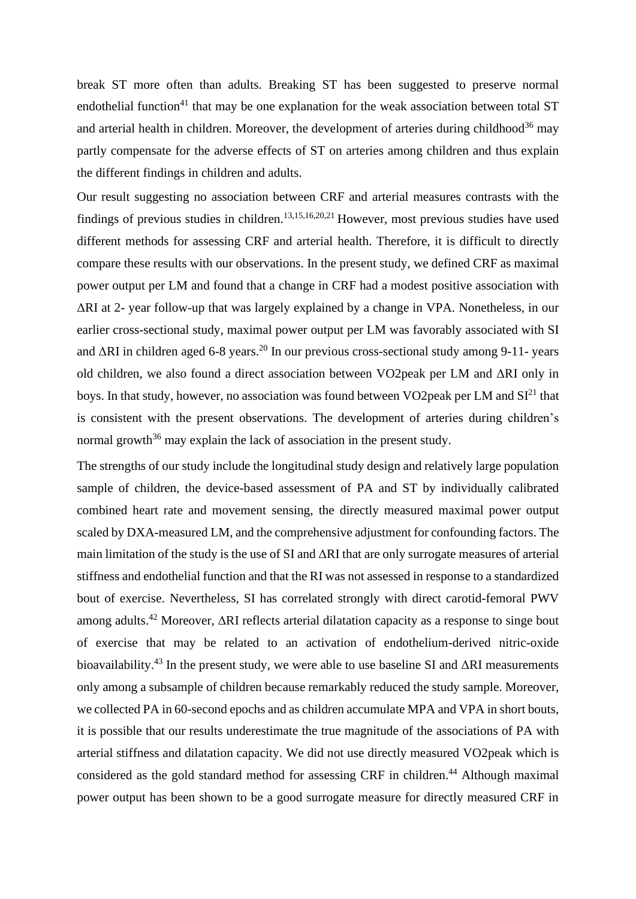break ST more often than adults. Breaking ST has been suggested to preserve normal endothelial function[41] that may be one explanation for the weak association between total ST and arterial health in children. Moreover, the development of arteries during childhood[36] may partly compensate for the adverse effects of ST on arteries among children and thus explain the different findings in children and adults.

Our result suggesting no association between CRF and arterial measures contrasts with the findings of previous studies in children.[13,15,16,20,21] However, most previous studies have used different methods for assessing CRF and arterial health. Therefore, it is difficult to directly compare these results with our observations. In the present study, we defined CRF as maximal power output per LM and found that a change in CRF had a modest positive association with ΔRI at 2- year follow-up that was largely explained by a change in VPA. Nonetheless, in our earlier cross-sectional study, maximal power output per LM was favorably associated with SI and ΔRI in children aged 6-8 years.[20] In our previous cross-sectional study among 9-11- years old children, we also found a direct association between VO2peak per LM and ΔRI only in boys. In that study, however, no association was found between VO2peak per LM and SI[21] that is consistent with the present observations. The development of arteries during children's normal growth[36] may explain the lack of association in the present study.

The strengths of our study include the longitudinal study design and relatively large population sample of children, the device-based assessment of PA and ST by individually calibrated combined heart rate and movement sensing, the directly measured maximal power output scaled by DXA-measured LM, and the comprehensive adjustment for confounding factors. The main limitation of the study is the use of SI and ΔRI that are only surrogate measures of arterial stiffness and endothelial function and that the RI was not assessed in response to a standardized bout of exercise. Nevertheless, SI has correlated strongly with direct carotid-femoral PWV among adults.[42] Moreover, ΔRI reflects arterial dilatation capacity as a response to singe bout of exercise that may be related to an activation of endothelium-derived nitric-oxide bioavailability.[43] In the present study, we were able to use baseline SI and ΔRI measurements only among a subsample of children because remarkably reduced the study sample. Moreover, we collected PA in 60-second epochs and as children accumulate MPA and VPA in short bouts, it is possible that our results underestimate the true magnitude of the associations of PA with arterial stiffness and dilatation capacity. We did not use directly measured VO2peak which is considered as the gold standard method for assessing CRF in children.[44] Although maximal power output has been shown to be a good surrogate measure for directly measured CRF in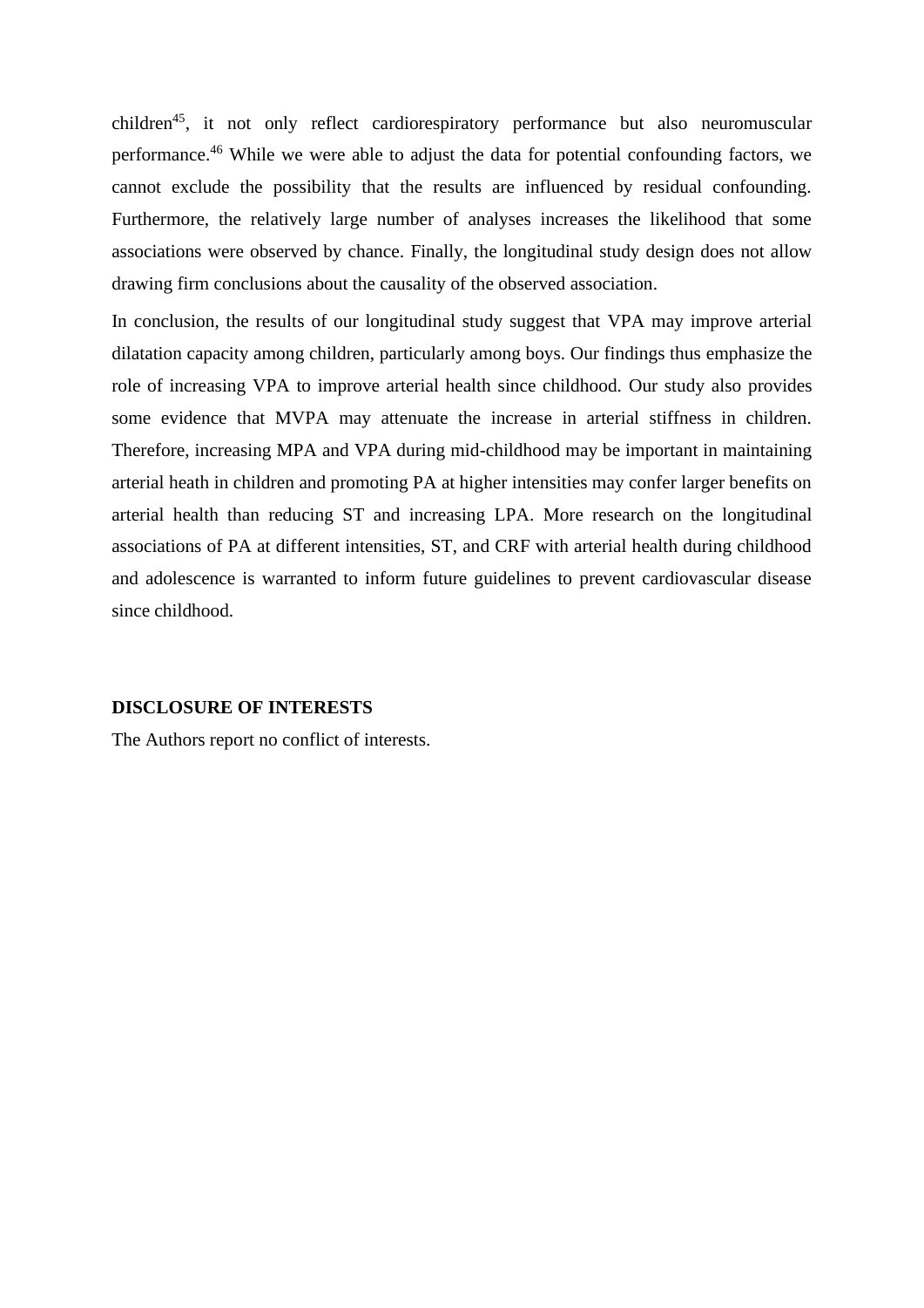children[45], it not only reflect cardiorespiratory performance but also neuromuscular performance.[46] While we were able to adjust the data for potential confounding factors, we cannot exclude the possibility that the results are influenced by residual confounding. Furthermore, the relatively large number of analyses increases the likelihood that some associations were observed by chance. Finally, the longitudinal study design does not allow drawing firm conclusions about the causality of the observed association.

In conclusion, the results of our longitudinal study suggest that VPA may improve arterial dilatation capacity among children, particularly among boys. Our findings thus emphasize the role of increasing VPA to improve arterial health since childhood. Our study also provides some evidence that MVPA may attenuate the increase in arterial stiffness in children. Therefore, increasing MPA and VPA during mid-childhood may be important in maintaining arterial heath in children and promoting PA at higher intensities may confer larger benefits on arterial health than reducing ST and increasing LPA. More research on the longitudinal associations of PA at different intensities, ST, and CRF with arterial health during childhood and adolescence is warranted to inform future guidelines to prevent cardiovascular disease since childhood.

**DISCLOSURE OF INTERESTS**

The Authors report no conflict of interests.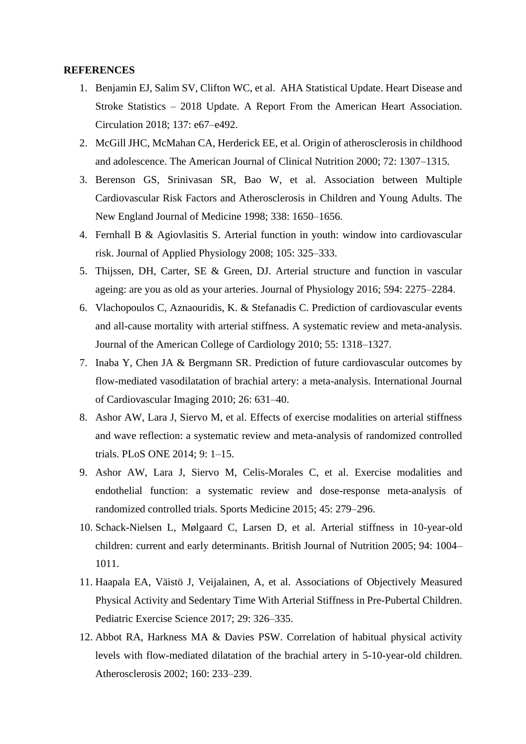**REFERENCES**

1. Benjamin EJ, Salim SV, Clifton WC, et al. AHA Statistical Update. Heart Disease and Stroke Statistics – 2018 Update. A Report From the American Heart Association. Circulation 2018; 137: e67–e492.
2. McGill JHC, McMahan CA, Herderick EE, et al. Origin of atherosclerosis in childhood and adolescence. The American Journal of Clinical Nutrition 2000; 72: 1307–1315.
3. Berenson GS, Srinivasan SR, Bao W, et al. Association between Multiple Cardiovascular Risk Factors and Atherosclerosis in Children and Young Adults. The New England Journal of Medicine 1998; 338: 1650–1656.
4. Fernhall B & Agiovlasitis S. Arterial function in youth: window into cardiovascular risk. Journal of Applied Physiology 2008; 105: 325–333.
5. Thijssen, DH, Carter, SE & Green, DJ. Arterial structure and function in vascular ageing: are you as old as your arteries. Journal of Physiology 2016; 594: 2275–2284.
6. Vlachopoulos C, Aznaouridis, K. & Stefanadis C. Prediction of cardiovascular events and all-cause mortality with arterial stiffness. A systematic review and meta-analysis. Journal of the American College of Cardiology 2010; 55: 1318–1327.
7. Inaba Y, Chen JA & Bergmann SR. Prediction of future cardiovascular outcomes by flow-mediated vasodilatation of brachial artery: a meta-analysis. International Journal of Cardiovascular Imaging 2010; 26: 631–40.
8. Ashor AW, Lara J, Siervo M, et al. Effects of exercise modalities on arterial stiffness and wave reflection: a systematic review and meta-analysis of randomized controlled trials. PLoS ONE 2014; 9: 1–15.
9. Ashor AW, Lara J, Siervo M, Celis-Morales C, et al. Exercise modalities and endothelial function: a systematic review and dose-response meta-analysis of randomized controlled trials. Sports Medicine 2015; 45: 279–296.
10. Schack-Nielsen L, Mølgaard C, Larsen D, et al. Arterial stiffness in 10-year-old children: current and early determinants. British Journal of Nutrition 2005; 94: 1004–1011.
11. Haapala EA, Väistö J, Veijalainen, A, et al. Associations of Objectively Measured Physical Activity and Sedentary Time With Arterial Stiffness in Pre-Pubertal Children. Pediatric Exercise Science 2017; 29: 326–335.
12. Abbot RA, Harkness MA & Davies PSW. Correlation of habitual physical activity levels with flow-mediated dilatation of the brachial artery in 5-10-year-old children. Atherosclerosis 2002; 160: 233–239.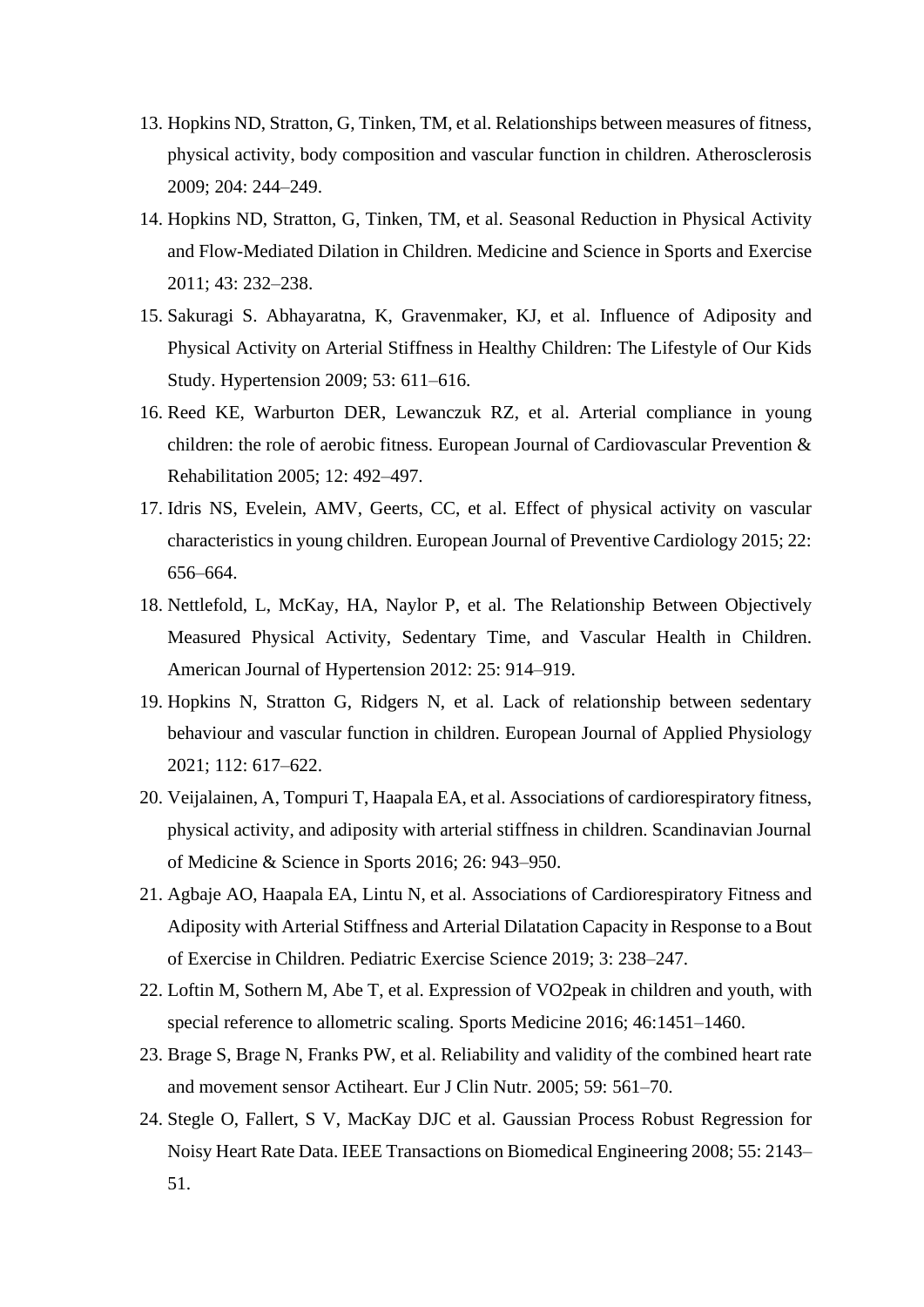13. Hopkins ND, Stratton, G, Tinken, TM, et al. Relationships between measures of fitness, physical activity, body composition and vascular function in children. Atherosclerosis 2009; 204: 244–249.
14. Hopkins ND, Stratton, G, Tinken, TM, et al. Seasonal Reduction in Physical Activity and Flow-Mediated Dilation in Children. Medicine and Science in Sports and Exercise 2011; 43: 232–238.
15. Sakuragi S. Abhayaratna, K, Gravenmaker, KJ, et al. Influence of Adiposity and Physical Activity on Arterial Stiffness in Healthy Children: The Lifestyle of Our Kids Study. Hypertension 2009; 53: 611–616.
16. Reed KE, Warburton DER, Lewanczuk RZ, et al. Arterial compliance in young children: the role of aerobic fitness. European Journal of Cardiovascular Prevention & Rehabilitation 2005; 12: 492–497.
17. Idris NS, Evelein, AMV, Geerts, CC, et al. Effect of physical activity on vascular characteristics in young children. European Journal of Preventive Cardiology 2015; 22: 656–664.
18. Nettlefold, L, McKay, HA, Naylor P, et al. The Relationship Between Objectively Measured Physical Activity, Sedentary Time, and Vascular Health in Children. American Journal of Hypertension 2012: 25: 914–919.
19. Hopkins N, Stratton G, Ridgers N, et al. Lack of relationship between sedentary behaviour and vascular function in children. European Journal of Applied Physiology 2021; 112: 617–622.
20. Veijalainen, A, Tompuri T, Haapala EA, et al. Associations of cardiorespiratory fitness, physical activity, and adiposity with arterial stiffness in children. Scandinavian Journal of Medicine & Science in Sports 2016; 26: 943–950.
21. Agbaje AO, Haapala EA, Lintu N, et al. Associations of Cardiorespiratory Fitness and Adiposity with Arterial Stiffness and Arterial Dilatation Capacity in Response to a Bout of Exercise in Children. Pediatric Exercise Science 2019; 3: 238–247.
22. Loftin M, Sothern M, Abe T, et al. Expression of VO2peak in children and youth, with special reference to allometric scaling. Sports Medicine 2016; 46:1451–1460.
23. Brage S, Brage N, Franks PW, et al. Reliability and validity of the combined heart rate and movement sensor Actiheart. Eur J Clin Nutr. 2005; 59: 561–70.
24. Stegle O, Fallert, S V, MacKay DJC et al. Gaussian Process Robust Regression for Noisy Heart Rate Data. IEEE Transactions on Biomedical Engineering 2008; 55: 2143–51.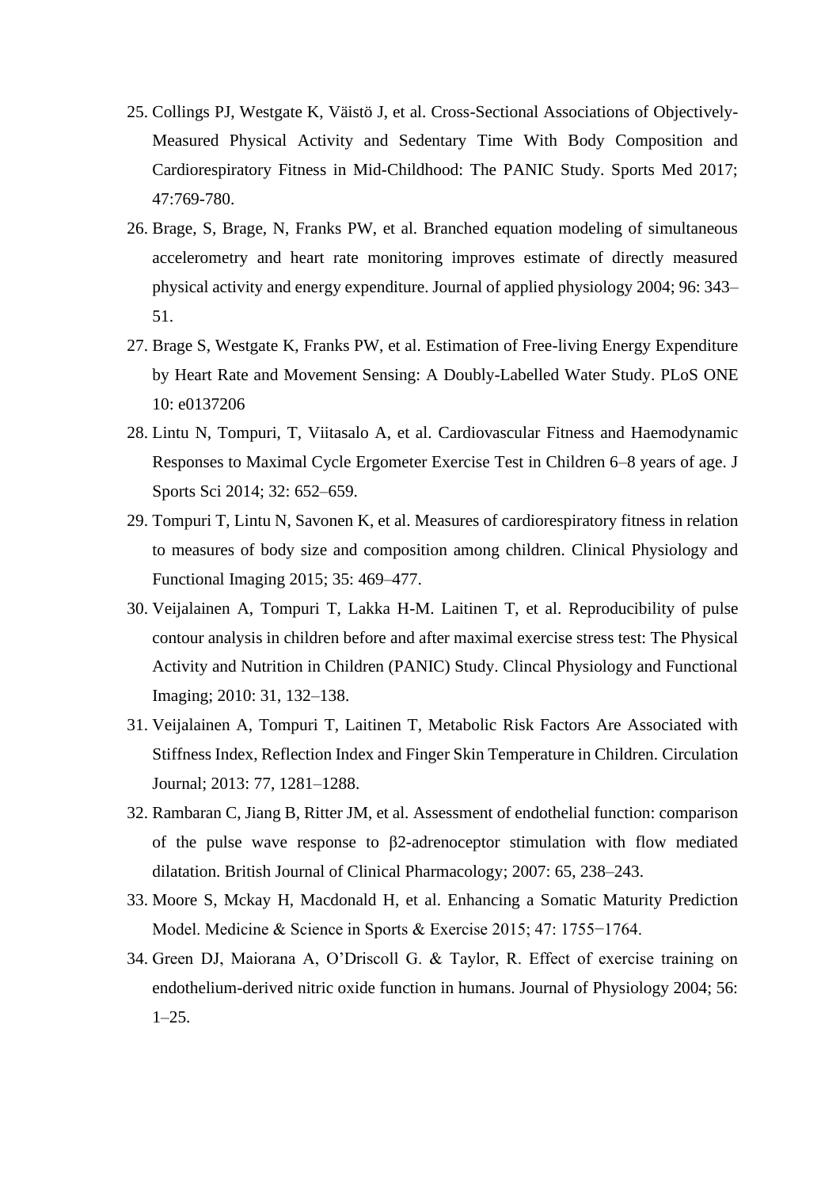25. Collings PJ, Westgate K, Väistö J, et al. Cross-Sectional Associations of Objectively-Measured Physical Activity and Sedentary Time With Body Composition and Cardiorespiratory Fitness in Mid-Childhood: The PANIC Study. Sports Med 2017; 47:769-780.
26. Brage, S, Brage, N, Franks PW, et al. Branched equation modeling of simultaneous accelerometry and heart rate monitoring improves estimate of directly measured physical activity and energy expenditure. Journal of applied physiology 2004; 96: 343–51.
27. Brage S, Westgate K, Franks PW, et al. Estimation of Free-living Energy Expenditure by Heart Rate and Movement Sensing: A Doubly-Labelled Water Study. PLoS ONE 10: e0137206
28. Lintu N, Tompuri, T, Viitasalo A, et al. Cardiovascular Fitness and Haemodynamic Responses to Maximal Cycle Ergometer Exercise Test in Children 6–8 years of age. J Sports Sci 2014; 32: 652–659.
29. Tompuri T, Lintu N, Savonen K, et al. Measures of cardiorespiratory fitness in relation to measures of body size and composition among children. Clinical Physiology and Functional Imaging 2015; 35: 469–477.
30. Veijalainen A, Tompuri T, Lakka H-M. Laitinen T, et al. Reproducibility of pulse contour analysis in children before and after maximal exercise stress test: The Physical Activity and Nutrition in Children (PANIC) Study. Clincal Physiology and Functional Imaging; 2010: 31, 132–138.
31. Veijalainen A, Tompuri T, Laitinen T, Metabolic Risk Factors Are Associated with Stiffness Index, Reflection Index and Finger Skin Temperature in Children. Circulation Journal; 2013: 77, 1281–1288.
32. Rambaran C, Jiang B, Ritter JM, et al. Assessment of endothelial function: comparison of the pulse wave response to β2-adrenoceptor stimulation with flow mediated dilatation. British Journal of Clinical Pharmacology; 2007: 65, 238–243.
33. Moore S, Mckay H, Macdonald H, et al. Enhancing a Somatic Maturity Prediction Model. Medicine & Science in Sports & Exercise 2015; 47: 1755−1764.
34. Green DJ, Maiorana A, O'Driscoll G. & Taylor, R. Effect of exercise training on endothelium-derived nitric oxide function in humans. Journal of Physiology 2004; 56: 1–25.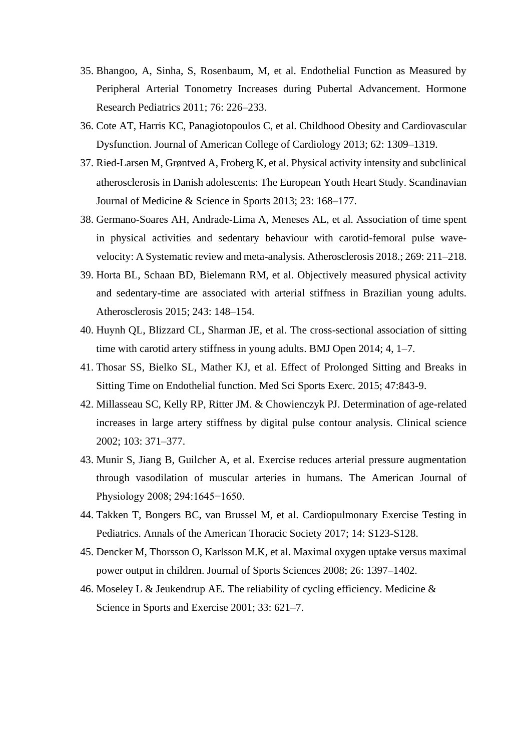35. Bhangoo, A, Sinha, S, Rosenbaum, M, et al. Endothelial Function as Measured by Peripheral Arterial Tonometry Increases during Pubertal Advancement. Hormone Research Pediatrics 2011; 76: 226–233.
36. Cote AT, Harris KC, Panagiotopoulos C, et al. Childhood Obesity and Cardiovascular Dysfunction. Journal of American College of Cardiology 2013; 62: 1309–1319.
37. Ried-Larsen M, Grøntved A, Froberg K, et al. Physical activity intensity and subclinical atherosclerosis in Danish adolescents: The European Youth Heart Study. Scandinavian Journal of Medicine & Science in Sports 2013; 23: 168–177.
38. Germano-Soares AH, Andrade-Lima A, Meneses AL, et al. Association of time spent in physical activities and sedentary behaviour with carotid-femoral pulse wave-velocity: A Systematic review and meta-analysis. Atherosclerosis 2018.; 269: 211–218.
39. Horta BL, Schaan BD, Bielemann RM, et al. Objectively measured physical activity and sedentary-time are associated with arterial stiffness in Brazilian young adults. Atherosclerosis 2015; 243: 148–154.
40. Huynh QL, Blizzard CL, Sharman JE, et al. The cross-sectional association of sitting time with carotid artery stiffness in young adults. BMJ Open 2014; 4, 1–7.
41. Thosar SS, Bielko SL, Mather KJ, et al. Effect of Prolonged Sitting and Breaks in Sitting Time on Endothelial function. Med Sci Sports Exerc. 2015; 47:843-9.
42. Millasseau SC, Kelly RP, Ritter JM. & Chowienczyk PJ. Determination of age-related increases in large artery stiffness by digital pulse contour analysis. Clinical science 2002; 103: 371–377.
43. Munir S, Jiang B, Guilcher A, et al. Exercise reduces arterial pressure augmentation through vasodilation of muscular arteries in humans. The American Journal of Physiology 2008; 294:1645−1650.
44. Takken T, Bongers BC, van Brussel M, et al. Cardiopulmonary Exercise Testing in Pediatrics. Annals of the American Thoracic Society 2017; 14: S123-S128.
45. Dencker M, Thorsson O, Karlsson M.K, et al. Maximal oxygen uptake versus maximal power output in children. Journal of Sports Sciences 2008; 26: 1397–1402.
46. Moseley L & Jeukendrup AE. The reliability of cycling efficiency. Medicine & Science in Sports and Exercise 2001; 33: 621–7.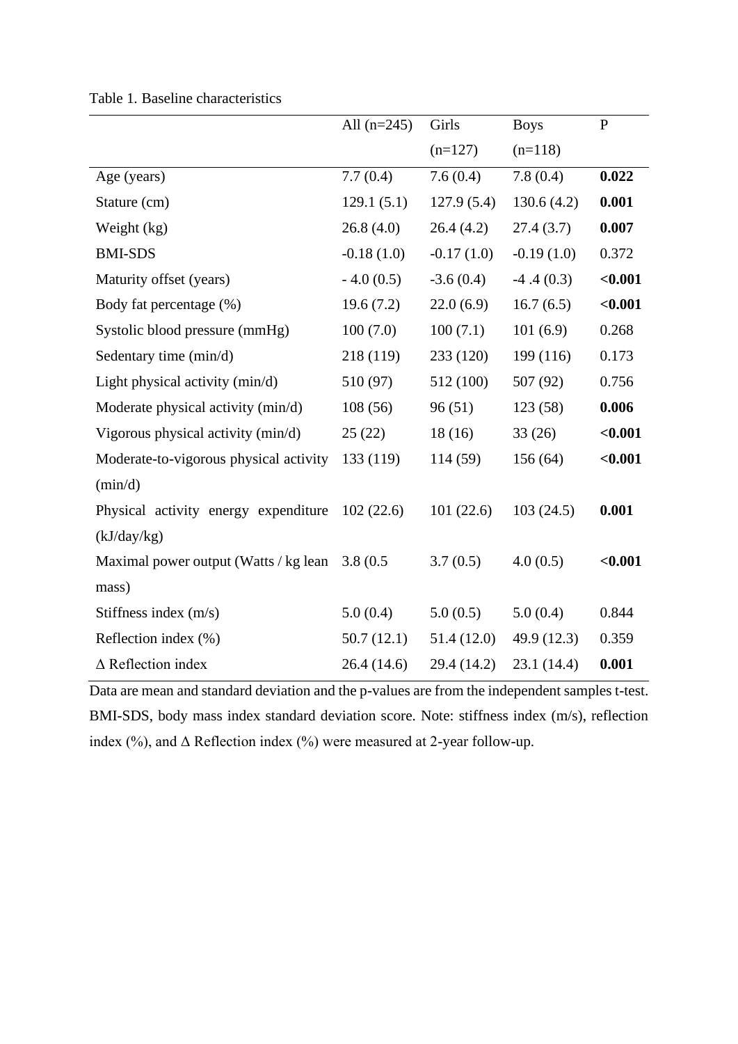Table 1. Baseline characteristics

| | All (n=245) | Girls (n=127) | Boys (n=118) | P |
|---|---|---|---|---|
| Age (years) | 7.7 (0.4) | 7.6 (0.4) | 7.8 (0.4) | **0.022** |
| Stature (cm) | 129.1 (5.1) | 127.9 (5.4) | 130.6 (4.2) | **0.001** |
| Weight (kg) | 26.8 (4.0) | 26.4 (4.2) | 27.4 (3.7) | **0.007** |
| BMI-SDS | -0.18 (1.0) | -0.17 (1.0) | -0.19 (1.0) | 0.372 |
| Maturity offset (years) | - 4.0 (0.5) | -3.6 (0.4) | -4 .4 (0.3) | **<0.001** |
| Body fat percentage (%) | 19.6 (7.2) | 22.0 (6.9) | 16.7 (6.5) | **<0.001** |
| Systolic blood pressure (mmHg) | 100 (7.0) | 100 (7.1) | 101 (6.9) | 0.268 |
| Sedentary time (min/d) | 218 (119) | 233 (120) | 199 (116) | 0.173 |
| Light physical activity (min/d) | 510 (97) | 512 (100) | 507 (92) | 0.756 |
| Moderate physical activity (min/d) | 108 (56) | 96 (51) | 123 (58) | **0.006** |
| Vigorous physical activity (min/d) | 25 (22) | 18 (16) | 33 (26) | **<0.001** |
| Moderate-to-vigorous physical activity (min/d) | 133 (119) | 114 (59) | 156 (64) | **<0.001** |
| Physical activity energy expenditure (kJ/day/kg) | 102 (22.6) | 101 (22.6) | 103 (24.5) | **0.001** |
| Maximal power output (Watts / kg lean mass) | 3.8 (0.5 | 3.7 (0.5) | 4.0 (0.5) | **<0.001** |
| Stiffness index (m/s) | 5.0 (0.4) | 5.0 (0.5) | 5.0 (0.4) | 0.844 |
| Reflection index (%) | 50.7 (12.1) | 51.4 (12.0) | 49.9 (12.3) | 0.359 |
| Δ Reflection index | 26.4 (14.6) | 29.4 (14.2) | 23.1 (14.4) | **0.001** |

Data are mean and standard deviation and the p-values are from the independent samples t-test. BMI-SDS, body mass index standard deviation score. Note: stiffness index (m/s), reflection index (%), and Δ Reflection index (%) were measured at 2-year follow-up.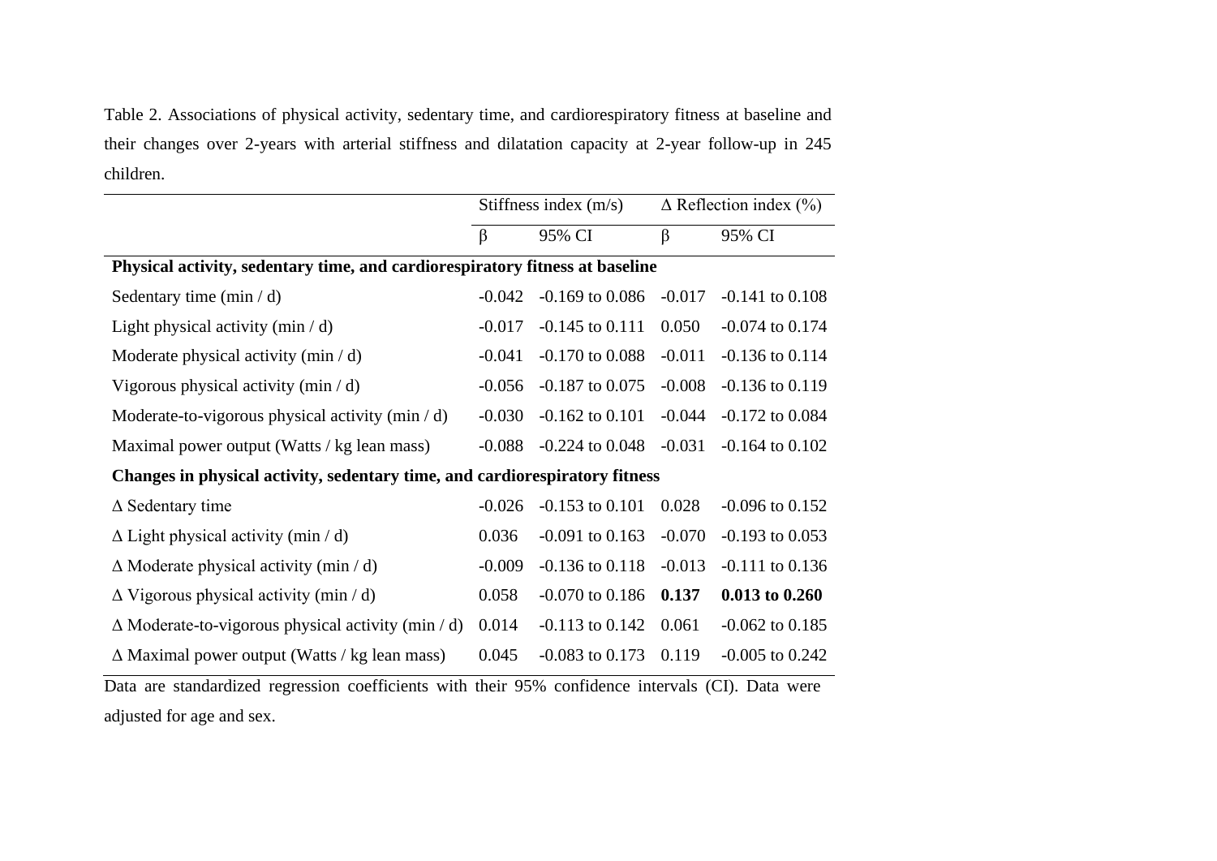Table 2. Associations of physical activity, sedentary time, and cardiorespiratory fitness at baseline and their changes over 2-years with arterial stiffness and dilatation capacity at 2-year follow-up in 245 children.

| | Stiffness index (m/s) | | Δ Reflection index (%) | |
|---|---|---|---|---|
| | β | 95% CI | β | 95% CI |
| **Physical activity, sedentary time, and cardiorespiratory fitness at baseline** | | | | |
| Sedentary time (min / d) | -0.042 | -0.169 to 0.086 | -0.017 | -0.141 to 0.108 |
| Light physical activity (min / d) | -0.017 | -0.145 to 0.111 | 0.050 | -0.074 to 0.174 |
| Moderate physical activity (min / d) | -0.041 | -0.170 to 0.088 | -0.011 | -0.136 to 0.114 |
| Vigorous physical activity (min / d) | -0.056 | -0.187 to 0.075 | -0.008 | -0.136 to 0.119 |
| Moderate-to-vigorous physical activity (min / d) | -0.030 | -0.162 to 0.101 | -0.044 | -0.172 to 0.084 |
| Maximal power output (Watts / kg lean mass) | -0.088 | -0.224 to 0.048 | -0.031 | -0.164 to 0.102 |
| **Changes in physical activity, sedentary time, and cardiorespiratory fitness** | | | | |
| Δ Sedentary time | -0.026 | -0.153 to 0.101 | 0.028 | -0.096 to 0.152 |
| Δ Light physical activity (min / d) | 0.036 | -0.091 to 0.163 | -0.070 | -0.193 to 0.053 |
| Δ Moderate physical activity (min / d) | -0.009 | -0.136 to 0.118 | -0.013 | -0.111 to 0.136 |
| Δ Vigorous physical activity (min / d) | 0.058 | -0.070 to 0.186 | **0.137** | **0.013 to 0.260** |
| Δ Moderate-to-vigorous physical activity (min / d) | 0.014 | -0.113 to 0.142 | 0.061 | -0.062 to 0.185 |
| Δ Maximal power output (Watts / kg lean mass) | 0.045 | -0.083 to 0.173 | 0.119 | -0.005 to 0.242 |

Data are standardized regression coefficients with their 95% confidence intervals (CI). Data were adjusted for age and sex.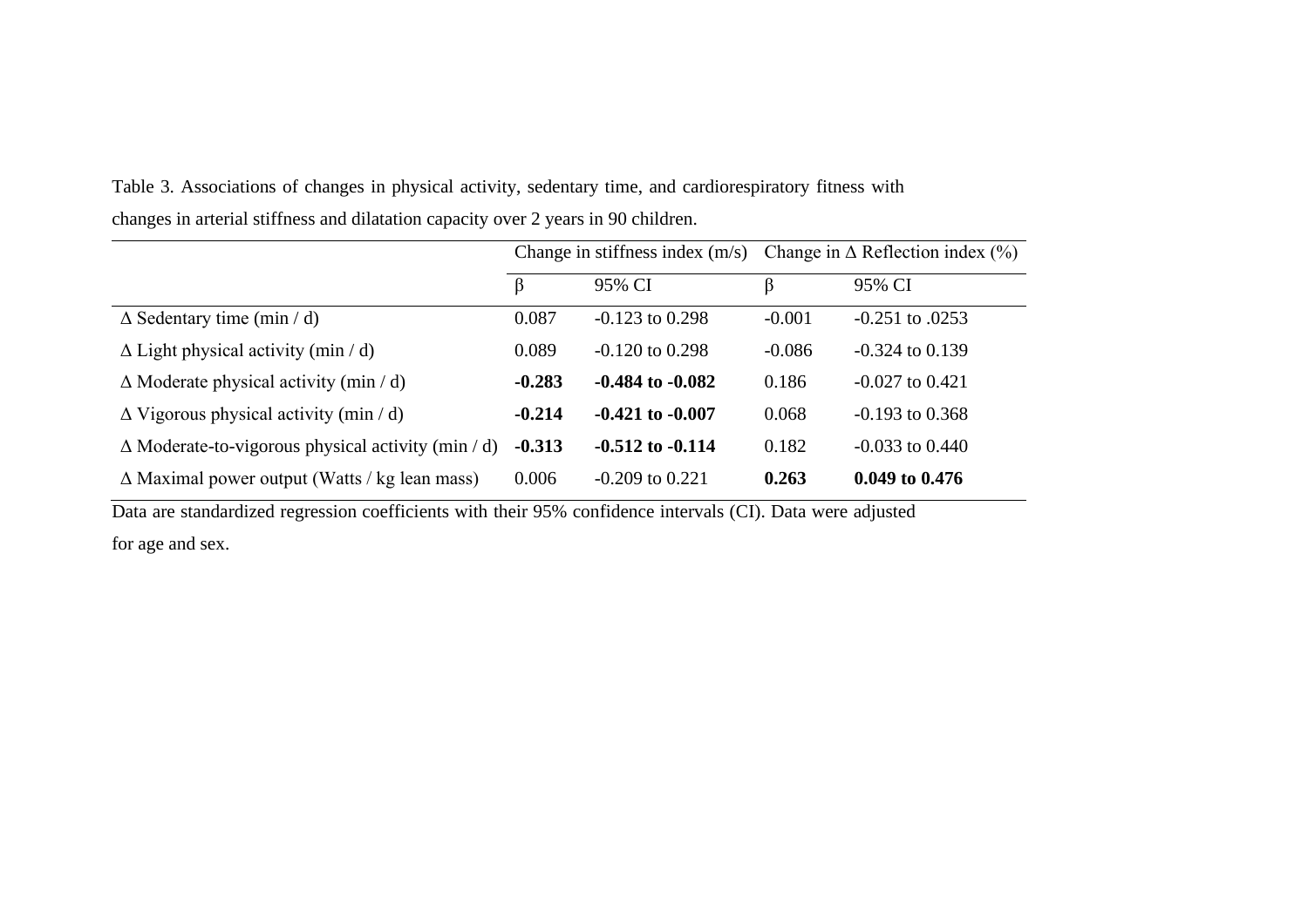Table 3. Associations of changes in physical activity, sedentary time, and cardiorespiratory fitness with changes in arterial stiffness and dilatation capacity over 2 years in 90 children.

| | Change in stiffness index (m/s) | | Change in Δ Reflection index (%) | |
|---|---|---|---|---|
| | β | 95% CI | β | 95% CI |
| Δ Sedentary time (min / d) | 0.087 | -0.123 to 0.298 | -0.001 | -0.251 to .0253 |
| Δ Light physical activity (min / d) | 0.089 | -0.120 to 0.298 | -0.086 | -0.324 to 0.139 |
| Δ Moderate physical activity (min / d) | **-0.283** | **-0.484 to -0.082** | 0.186 | -0.027 to 0.421 |
| Δ Vigorous physical activity (min / d) | **-0.214** | **-0.421 to -0.007** | 0.068 | -0.193 to 0.368 |
| Δ Moderate-to-vigorous physical activity (min / d) | **-0.313** | **-0.512 to -0.114** | 0.182 | -0.033 to 0.440 |
| Δ Maximal power output (Watts / kg lean mass) | 0.006 | -0.209 to 0.221 | **0.263** | **0.049 to 0.476** |

Data are standardized regression coefficients with their 95% confidence intervals (CI). Data were adjusted for age and sex.